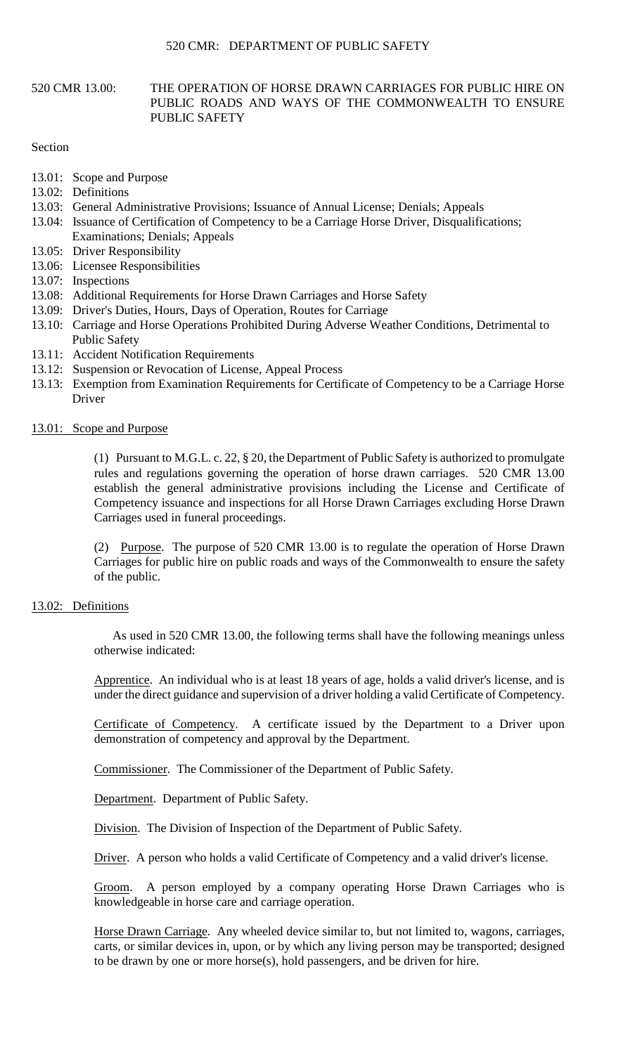# 520 CMR 13.00: THE OPERATION OF HORSE DRAWN CARRIAGES FOR PUBLIC HIRE ON PUBLIC ROADS AND WAYS OF THE COMMONWEALTH TO ENSURE PUBLIC SAFETY

Section

- 13.01: Scope and Purpose
- 13.02: Definitions
- 13.03: General Administrative Provisions; Issuance of Annual License; Denials; Appeals
- 13.04: Issuance of Certification of Competency to be a Carriage Horse Driver, Disqualifications; Examinations; Denials; Appeals
- 13.05: Driver Responsibility
- 13.06: Licensee Responsibilities
- 13.07: Inspections
- 13.08: Additional Requirements for Horse Drawn Carriages and Horse Safety
- 13.09: Driver's Duties, Hours, Days of Operation, Routes for Carriage
- 13.10: Carriage and Horse Operations Prohibited During Adverse Weather Conditions, Detrimental to Public Safety
- 13.11: Accident Notification Requirements
- 13.12: Suspension or Revocation of License, Appeal Process
- 13.13: Exemption from Examination Requirements for Certificate of Competency to be a Carriage Horse Driver

## 13.01: Scope and Purpose

(1) Pursuant to M.G.L. c. 22, § 20, the Department of Public Safety is authorized to promulgate rules and regulations governing the operation of horse drawn carriages. 520 CMR 13.00 establish the general administrative provisions including the License and Certificate of Competency issuance and inspections for all Horse Drawn Carriages excluding Horse Drawn Carriages used in funeral proceedings.

(2) Purpose. The purpose of 520 CMR 13.00 is to regulate the operation of Horse Drawn Carriages for public hire on public roads and ways of the Commonwealth to ensure the safety of the public.

## 13.02: Definitions

As used in 520 CMR 13.00, the following terms shall have the following meanings unless otherwise indicated:

Apprentice. An individual who is at least 18 years of age, holds a valid driver's license, and is under the direct guidance and supervision of a driver holding a valid Certificate of Competency.

Certificate of Competency. A certificate issued by the Department to a Driver upon demonstration of competency and approval by the Department.

Commissioner. The Commissioner of the Department of Public Safety.

Department. Department of Public Safety.

Division. The Division of Inspection of the Department of Public Safety.

Driver. A person who holds a valid Certificate of Competency and a valid driver's license.

Groom. A person employed by a company operating Horse Drawn Carriages who is knowledgeable in horse care and carriage operation.

Horse Drawn Carriage. Any wheeled device similar to, but not limited to, wagons, carriages, carts, or similar devices in, upon, or by which any living person may be transported; designed to be drawn by one or more horse(s), hold passengers, and be driven for hire.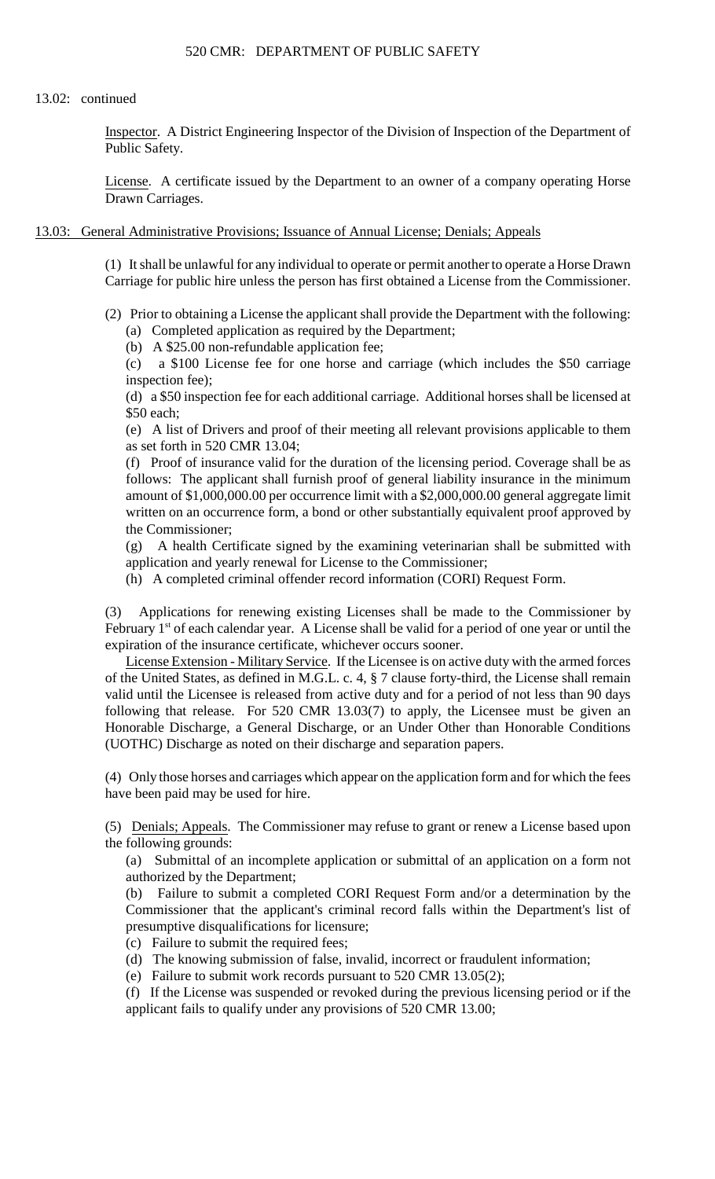13.02: continued

Inspector. A District Engineering Inspector of the Division of Inspection of the Department of Public Safety.

License. A certificate issued by the Department to an owner of a company operating Horse Drawn Carriages.

## 13.03: General Administrative Provisions; Issuance of Annual License; Denials; Appeals

(1) It shall be unlawful for any individual to operate or permit another to operate a Horse Drawn Carriage for public hire unless the person has first obtained a License from the Commissioner.

(2) Prior to obtaining a License the applicant shall provide the Department with the following:

(a) Completed application as required by the Department;

(b) A $25.00 non-refundable application fee;

(c) a $100 License fee for one horse and carriage (which includes the $50 carriage inspection fee);

(d) a $50 inspection fee for each additional carriage. Additional horses shall be licensed at $50 each;

(e) A list of Drivers and proof of their meeting all relevant provisions applicable to them as set forth in 520 CMR 13.04;

(f) Proof of insurance valid for the duration of the licensing period. Coverage shall be as follows: The applicant shall furnish proof of general liability insurance in the minimum amount of $1,000,000.00 per occurrence limit with a $2,000,000.00 general aggregate limit written on an occurrence form, a bond or other substantially equivalent proof approved by the Commissioner;

(g) A health Certificate signed by the examining veterinarian shall be submitted with application and yearly renewal for License to the Commissioner;

(h) A completed criminal offender record information (CORI) Request Form.

(3) Applications for renewing existing Licenses shall be made to the Commissioner by February 1st of each calendar year. A License shall be valid for a period of one year or until the expiration of the insurance certificate, whichever occurs sooner.

License Extension - Military Service. If the Licensee is on active duty with the armed forces of the United States, as defined in M.G.L. c. 4, § 7 clause forty-third, the License shall remain valid until the Licensee is released from active duty and for a period of not less than 90 days following that release. For 520 CMR 13.03(7) to apply, the Licensee must be given an Honorable Discharge, a General Discharge, or an Under Other than Honorable Conditions (UOTHC) Discharge as noted on their discharge and separation papers.

(4) Only those horses and carriages which appear on the application form and for which the fees have been paid may be used for hire.

(5) Denials; Appeals. The Commissioner may refuse to grant or renew a License based upon the following grounds:

(a) Submittal of an incomplete application or submittal of an application on a form not authorized by the Department;

(b) Failure to submit a completed CORI Request Form and/or a determination by the Commissioner that the applicant's criminal record falls within the Department's list of presumptive disqualifications for licensure;

(c) Failure to submit the required fees;

(d) The knowing submission of false, invalid, incorrect or fraudulent information;

(e) Failure to submit work records pursuant to 520 CMR 13.05(2);

(f) If the License was suspended or revoked during the previous licensing period or if the applicant fails to qualify under any provisions of 520 CMR 13.00;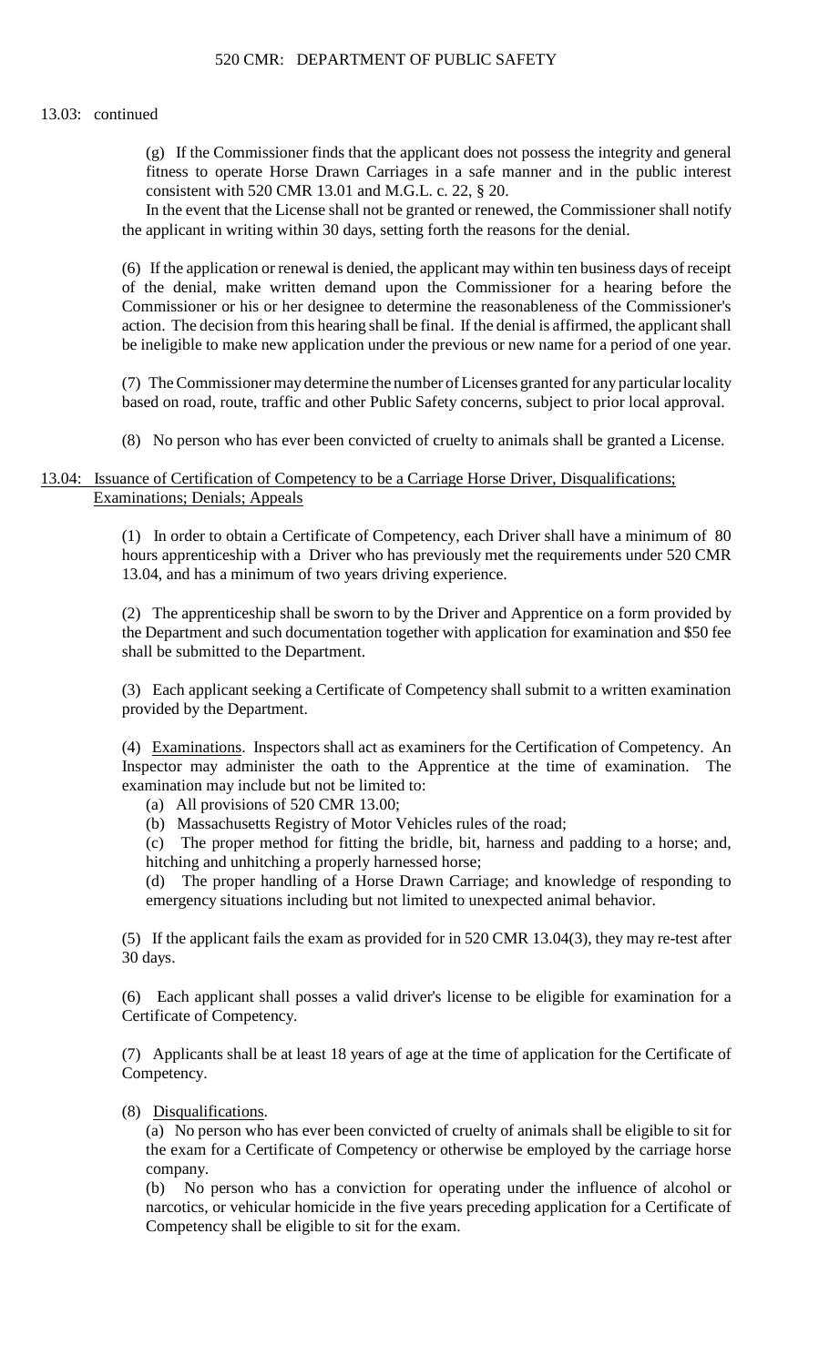13.03: continued

(g) If the Commissioner finds that the applicant does not possess the integrity and general fitness to operate Horse Drawn Carriages in a safe manner and in the public interest consistent with 520 CMR 13.01 and M.G.L. c. 22, § 20.

In the event that the License shall not be granted or renewed, the Commissioner shall notify the applicant in writing within 30 days, setting forth the reasons for the denial.

(6) If the application or renewal is denied, the applicant may within ten business days of receipt of the denial, make written demand upon the Commissioner for a hearing before the Commissioner or his or her designee to determine the reasonableness of the Commissioner's action. The decision from this hearing shall be final. If the denial is affirmed, the applicant shall be ineligible to make new application under the previous or new name for a period of one year.

(7) The Commissioner may determine the number of Licenses granted for any particular locality based on road, route, traffic and other Public Safety concerns, subject to prior local approval.

(8) No person who has ever been convicted of cruelty to animals shall be granted a License.

## 13.04: Issuance of Certification of Competency to be a Carriage Horse Driver, Disqualifications; Examinations; Denials; Appeals

(1) In order to obtain a Certificate of Competency, each Driver shall have a minimum of 80 hours apprenticeship with a Driver who has previously met the requirements under 520 CMR 13.04, and has a minimum of two years driving experience.

(2) The apprenticeship shall be sworn to by the Driver and Apprentice on a form provided by the Department and such documentation together with application for examination and $50 fee shall be submitted to the Department.

(3) Each applicant seeking a Certificate of Competency shall submit to a written examination provided by the Department.

(4) Examinations. Inspectors shall act as examiners for the Certification of Competency. An Inspector may administer the oath to the Apprentice at the time of examination. The examination may include but not be limited to:

(a) All provisions of 520 CMR 13.00;
(b) Massachusetts Registry of Motor Vehicles rules of the road;
(c) The proper method for fitting the bridle, bit, harness and padding to a horse; and, hitching and unhitching a properly harnessed horse;
(d) The proper handling of a Horse Drawn Carriage; and knowledge of responding to emergency situations including but not limited to unexpected animal behavior.

(5) If the applicant fails the exam as provided for in 520 CMR 13.04(3), they may re-test after 30 days.

(6) Each applicant shall posses a valid driver's license to be eligible for examination for a Certificate of Competency.

(7) Applicants shall be at least 18 years of age at the time of application for the Certificate of Competency.

(8) Disqualifications.

(a) No person who has ever been convicted of cruelty of animals shall be eligible to sit for the exam for a Certificate of Competency or otherwise be employed by the carriage horse company.
(b) No person who has a conviction for operating under the influence of alcohol or narcotics, or vehicular homicide in the five years preceding application for a Certificate of Competency shall be eligible to sit for the exam.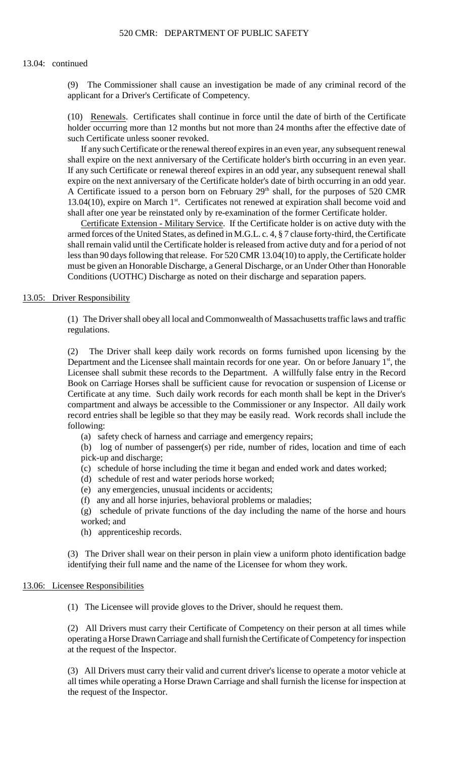13.04: continued

(9) The Commissioner shall cause an investigation be made of any criminal record of the applicant for a Driver's Certificate of Competency.

(10) Renewals. Certificates shall continue in force until the date of birth of the Certificate holder occurring more than 12 months but not more than 24 months after the effective date of such Certificate unless sooner revoked.

If any such Certificate or the renewal thereof expires in an even year, any subsequent renewal shall expire on the next anniversary of the Certificate holder's birth occurring in an even year. If any such Certificate or renewal thereof expires in an odd year, any subsequent renewal shall expire on the next anniversary of the Certificate holder's date of birth occurring in an odd year. A Certificate issued to a person born on February 29th shall, for the purposes of 520 CMR 13.04(10), expire on March 1st. Certificates not renewed at expiration shall become void and shall after one year be reinstated only by re-examination of the former Certificate holder.

Certificate Extension - Military Service. If the Certificate holder is on active duty with the armed forces of the United States, as defined in M.G.L. c. 4, § 7 clause forty-third, the Certificate shall remain valid until the Certificate holder is released from active duty and for a period of not less than 90 days following that release. For 520 CMR 13.04(10) to apply, the Certificate holder must be given an Honorable Discharge, a General Discharge, or an Under Other than Honorable Conditions (UOTHC) Discharge as noted on their discharge and separation papers.

## 13.05: Driver Responsibility

(1) The Driver shall obey all local and Commonwealth of Massachusetts traffic laws and traffic regulations.

(2) The Driver shall keep daily work records on forms furnished upon licensing by the Department and the Licensee shall maintain records for one year. On or before January 1st, the Licensee shall submit these records to the Department. A willfully false entry in the Record Book on Carriage Horses shall be sufficient cause for revocation or suspension of License or Certificate at any time. Such daily work records for each month shall be kept in the Driver's compartment and always be accessible to the Commissioner or any Inspector. All daily work record entries shall be legible so that they may be easily read. Work records shall include the following:

(a) safety check of harness and carriage and emergency repairs;

(b) log of number of passenger(s) per ride, number of rides, location and time of each pick-up and discharge;

(c) schedule of horse including the time it began and ended work and dates worked;

(d) schedule of rest and water periods horse worked;

(e) any emergencies, unusual incidents or accidents;

(f) any and all horse injuries, behavioral problems or maladies;

(g) schedule of private functions of the day including the name of the horse and hours worked; and

(h) apprenticeship records.

(3) The Driver shall wear on their person in plain view a uniform photo identification badge identifying their full name and the name of the Licensee for whom they work.

## 13.06: Licensee Responsibilities

(1) The Licensee will provide gloves to the Driver, should he request them.

(2) All Drivers must carry their Certificate of Competency on their person at all times while operating a Horse Drawn Carriage and shall furnish the Certificate of Competency for inspection at the request of the Inspector.

(3) All Drivers must carry their valid and current driver's license to operate a motor vehicle at all times while operating a Horse Drawn Carriage and shall furnish the license for inspection at the request of the Inspector.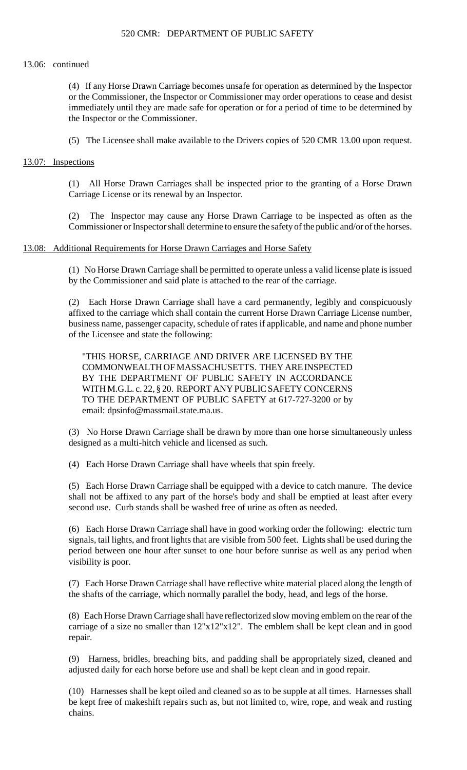13.06: continued

(4) If any Horse Drawn Carriage becomes unsafe for operation as determined by the Inspector or the Commissioner, the Inspector or Commissioner may order operations to cease and desist immediately until they are made safe for operation or for a period of time to be determined by the Inspector or the Commissioner.

(5) The Licensee shall make available to the Drivers copies of 520 CMR 13.00 upon request.

## 13.07: Inspections

(1) All Horse Drawn Carriages shall be inspected prior to the granting of a Horse Drawn Carriage License or its renewal by an Inspector.

(2) The Inspector may cause any Horse Drawn Carriage to be inspected as often as the Commissioner or Inspector shall determine to ensure the safety of the public and/or of the horses.

## 13.08: Additional Requirements for Horse Drawn Carriages and Horse Safety

(1) No Horse Drawn Carriage shall be permitted to operate unless a valid license plate is issued by the Commissioner and said plate is attached to the rear of the carriage.

(2) Each Horse Drawn Carriage shall have a card permanently, legibly and conspicuously affixed to the carriage which shall contain the current Horse Drawn Carriage License number, business name, passenger capacity, schedule of rates if applicable, and name and phone number of the Licensee and state the following:

> "THIS HORSE, CARRIAGE AND DRIVER ARE LICENSED BY THE COMMONWEALTH OF MASSACHUSETTS. THEY ARE INSPECTED BY THE DEPARTMENT OF PUBLIC SAFETY IN ACCORDANCE WITH M.G.L. c. 22, § 20. REPORT ANY PUBLIC SAFETY CONCERNS TO THE DEPARTMENT OF PUBLIC SAFETY at 617-727-3200 or by email: dpsinfo@massmail.state.ma.us.

(3) No Horse Drawn Carriage shall be drawn by more than one horse simultaneously unless designed as a multi-hitch vehicle and licensed as such.

(4) Each Horse Drawn Carriage shall have wheels that spin freely.

(5) Each Horse Drawn Carriage shall be equipped with a device to catch manure. The device shall not be affixed to any part of the horse's body and shall be emptied at least after every second use. Curb stands shall be washed free of urine as often as needed.

(6) Each Horse Drawn Carriage shall have in good working order the following: electric turn signals, tail lights, and front lights that are visible from 500 feet. Lights shall be used during the period between one hour after sunset to one hour before sunrise as well as any period when visibility is poor.

(7) Each Horse Drawn Carriage shall have reflective white material placed along the length of the shafts of the carriage, which normally parallel the body, head, and legs of the horse.

(8) Each Horse Drawn Carriage shall have reflectorized slow moving emblem on the rear of the carriage of a size no smaller than 12"x12"x12". The emblem shall be kept clean and in good repair.

(9) Harness, bridles, breaching bits, and padding shall be appropriately sized, cleaned and adjusted daily for each horse before use and shall be kept clean and in good repair.

(10) Harnesses shall be kept oiled and cleaned so as to be supple at all times. Harnesses shall be kept free of makeshift repairs such as, but not limited to, wire, rope, and weak and rusting chains.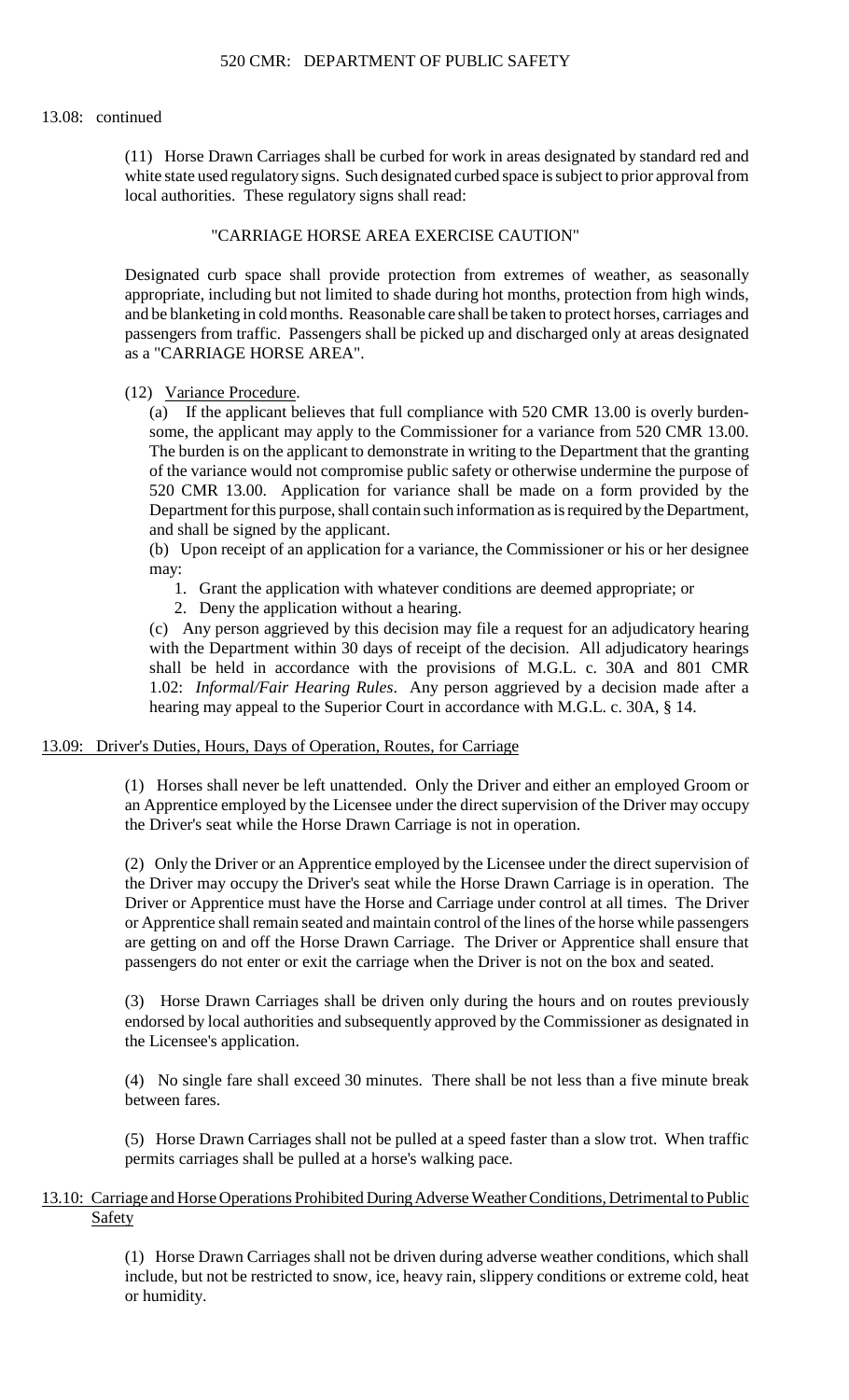13.08: continued

(11) Horse Drawn Carriages shall be curbed for work in areas designated by standard red and white state used regulatory signs. Such designated curbed space is subject to prior approval from local authorities. These regulatory signs shall read:

"CARRIAGE HORSE AREA EXERCISE CAUTION"

Designated curb space shall provide protection from extremes of weather, as seasonally appropriate, including but not limited to shade during hot months, protection from high winds, and be blanketing in cold months. Reasonable care shall be taken to protect horses, carriages and passengers from traffic. Passengers shall be picked up and discharged only at areas designated as a "CARRIAGE HORSE AREA".

(12) Variance Procedure.

(a) If the applicant believes that full compliance with 520 CMR 13.00 is overly burdensome, the applicant may apply to the Commissioner for a variance from 520 CMR 13.00. The burden is on the applicant to demonstrate in writing to the Department that the granting of the variance would not compromise public safety or otherwise undermine the purpose of 520 CMR 13.00. Application for variance shall be made on a form provided by the Department for this purpose, shall contain such information as is required by the Department, and shall be signed by the applicant.

(b) Upon receipt of an application for a variance, the Commissioner or his or her designee may:

1. Grant the application with whatever conditions are deemed appropriate; or
2. Deny the application without a hearing.

(c) Any person aggrieved by this decision may file a request for an adjudicatory hearing with the Department within 30 days of receipt of the decision. All adjudicatory hearings shall be held in accordance with the provisions of M.G.L. c. 30A and 801 CMR 1.02: *Informal/Fair Hearing Rules*. Any person aggrieved by a decision made after a hearing may appeal to the Superior Court in accordance with M.G.L. c. 30A, § 14.

## 13.09: Driver's Duties, Hours, Days of Operation, Routes, for Carriage

(1) Horses shall never be left unattended. Only the Driver and either an employed Groom or an Apprentice employed by the Licensee under the direct supervision of the Driver may occupy the Driver's seat while the Horse Drawn Carriage is not in operation.

(2) Only the Driver or an Apprentice employed by the Licensee under the direct supervision of the Driver may occupy the Driver's seat while the Horse Drawn Carriage is in operation. The Driver or Apprentice must have the Horse and Carriage under control at all times. The Driver or Apprentice shall remain seated and maintain control of the lines of the horse while passengers are getting on and off the Horse Drawn Carriage. The Driver or Apprentice shall ensure that passengers do not enter or exit the carriage when the Driver is not on the box and seated.

(3) Horse Drawn Carriages shall be driven only during the hours and on routes previously endorsed by local authorities and subsequently approved by the Commissioner as designated in the Licensee's application.

(4) No single fare shall exceed 30 minutes. There shall be not less than a five minute break between fares.

(5) Horse Drawn Carriages shall not be pulled at a speed faster than a slow trot. When traffic permits carriages shall be pulled at a horse's walking pace.

## 13.10: Carriage and Horse Operations Prohibited During Adverse Weather Conditions, Detrimental to Public Safety

(1) Horse Drawn Carriages shall not be driven during adverse weather conditions, which shall include, but not be restricted to snow, ice, heavy rain, slippery conditions or extreme cold, heat or humidity.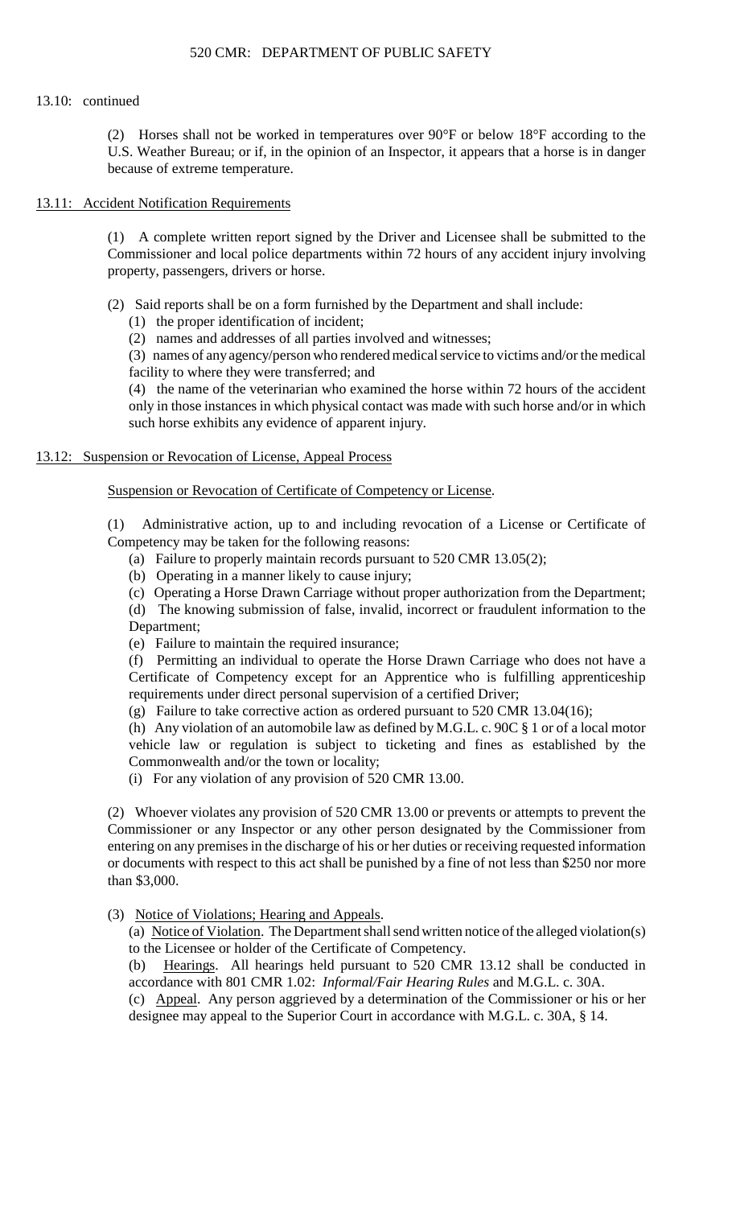13.10: continued

(2) Horses shall not be worked in temperatures over 90°F or below 18°F according to the U.S. Weather Bureau; or if, in the opinion of an Inspector, it appears that a horse is in danger because of extreme temperature.

## 13.11: Accident Notification Requirements

(1) A complete written report signed by the Driver and Licensee shall be submitted to the Commissioner and local police departments within 72 hours of any accident injury involving property, passengers, drivers or horse.

(2) Said reports shall be on a form furnished by the Department and shall include:

(1) the proper identification of incident;

(2) names and addresses of all parties involved and witnesses;

(3) names of any agency/person who rendered medical service to victims and/or the medical facility to where they were transferred; and

(4) the name of the veterinarian who examined the horse within 72 hours of the accident only in those instances in which physical contact was made with such horse and/or in which such horse exhibits any evidence of apparent injury.

## 13.12: Suspension or Revocation of License, Appeal Process

Suspension or Revocation of Certificate of Competency or License.

(1) Administrative action, up to and including revocation of a License or Certificate of Competency may be taken for the following reasons:

(a) Failure to properly maintain records pursuant to 520 CMR 13.05(2);

(b) Operating in a manner likely to cause injury;

(c) Operating a Horse Drawn Carriage without proper authorization from the Department;

(d) The knowing submission of false, invalid, incorrect or fraudulent information to the Department;

(e) Failure to maintain the required insurance;

(f) Permitting an individual to operate the Horse Drawn Carriage who does not have a Certificate of Competency except for an Apprentice who is fulfilling apprenticeship requirements under direct personal supervision of a certified Driver;

(g) Failure to take corrective action as ordered pursuant to 520 CMR 13.04(16);

(h) Any violation of an automobile law as defined by M.G.L. c. 90C § 1 or of a local motor vehicle law or regulation is subject to ticketing and fines as established by the Commonwealth and/or the town or locality;

(i) For any violation of any provision of 520 CMR 13.00.

(2) Whoever violates any provision of 520 CMR 13.00 or prevents or attempts to prevent the Commissioner or any Inspector or any other person designated by the Commissioner from entering on any premises in the discharge of his or her duties or receiving requested information or documents with respect to this act shall be punished by a fine of not less than $250 nor more than $3,000.

(3) Notice of Violations; Hearing and Appeals.

(a) Notice of Violation. The Department shall send written notice of the alleged violation(s) to the Licensee or holder of the Certificate of Competency.

(b) Hearings. All hearings held pursuant to 520 CMR 13.12 shall be conducted in accordance with 801 CMR 1.02: *Informal/Fair Hearing Rules* and M.G.L. c. 30A.

(c) Appeal. Any person aggrieved by a determination of the Commissioner or his or her designee may appeal to the Superior Court in accordance with M.G.L. c. 30A, § 14.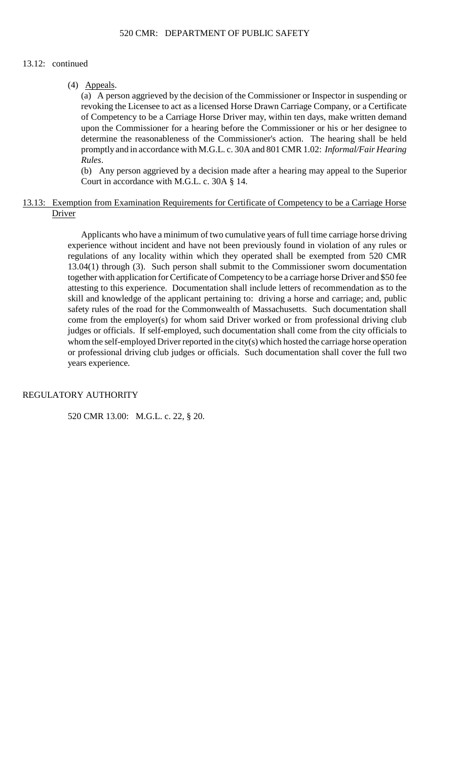13.12: continued

(4) Appeals.

(a) A person aggrieved by the decision of the Commissioner or Inspector in suspending or revoking the Licensee to act as a licensed Horse Drawn Carriage Company, or a Certificate of Competency to be a Carriage Horse Driver may, within ten days, make written demand upon the Commissioner for a hearing before the Commissioner or his or her designee to determine the reasonableness of the Commissioner's action. The hearing shall be held promptly and in accordance with M.G.L. c. 30A and 801 CMR 1.02: *Informal/Fair Hearing Rules*.

(b) Any person aggrieved by a decision made after a hearing may appeal to the Superior Court in accordance with M.G.L. c. 30A § 14.

## 13.13: Exemption from Examination Requirements for Certificate of Competency to be a Carriage Horse Driver

Applicants who have a minimum of two cumulative years of full time carriage horse driving experience without incident and have not been previously found in violation of any rules or regulations of any locality within which they operated shall be exempted from 520 CMR 13.04(1) through (3). Such person shall submit to the Commissioner sworn documentation together with application for Certificate of Competency to be a carriage horse Driver and $50 fee attesting to this experience. Documentation shall include letters of recommendation as to the skill and knowledge of the applicant pertaining to: driving a horse and carriage; and, public safety rules of the road for the Commonwealth of Massachusetts. Such documentation shall come from the employer(s) for whom said Driver worked or from professional driving club judges or officials. If self-employed, such documentation shall come from the city officials to whom the self-employed Driver reported in the city(s) which hosted the carriage horse operation or professional driving club judges or officials. Such documentation shall cover the full two years experience.

## REGULATORY AUTHORITY

520 CMR 13.00: M.G.L. c. 22, § 20.